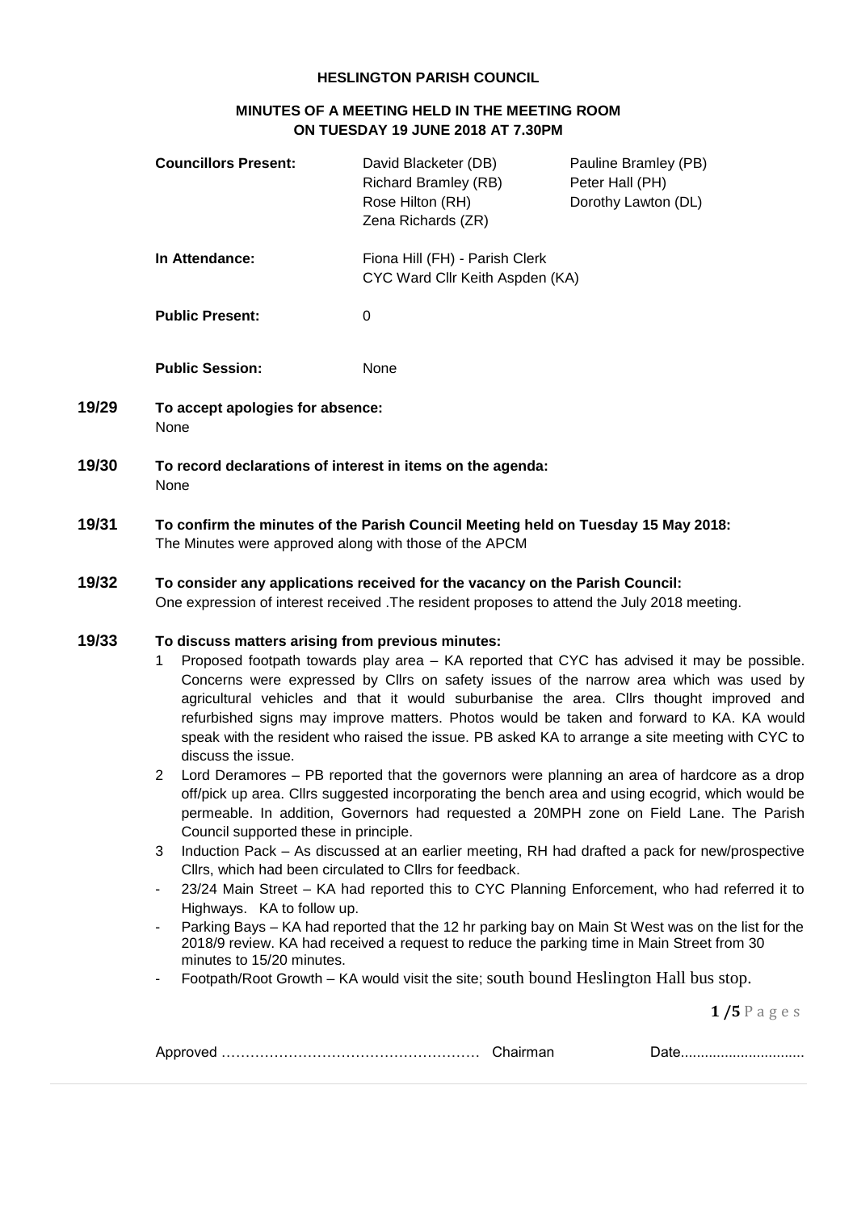**HESLINGTON PARISH COUNCIL**

**MINUTES OF A MEETING HELD IN THE MEETING ROOM ON TUESDAY 19 JUNE 2018 AT 7.30PM**

**Councillors Present:** David Blacketer (DB), Richard Bramley (RB), Rose Hilton (RH), Zena Richards (ZR), Pauline Bramley (PB), Peter Hall (PH), Dorothy Lawton (DL)

**In Attendance:** Fiona Hill (FH) - Parish Clerk
CYC Ward Cllr Keith Aspden (KA)

**Public Present:** 0

**Public Session:** None

**19/29 To accept apologies for absence:**
None

**19/30 To record declarations of interest in items on the agenda:**
None

**19/31 To confirm the minutes of the Parish Council Meeting held on Tuesday 15 May 2018:**
The Minutes were approved along with those of the APCM

**19/32 To consider any applications received for the vacancy on the Parish Council:**
One expression of interest received .The resident proposes to attend the July 2018 meeting.

**19/33 To discuss matters arising from previous minutes:**

1. Proposed footpath towards play area – KA reported that CYC has advised it may be possible. Concerns were expressed by Cllrs on safety issues of the narrow area which was used by agricultural vehicles and that it would suburbanise the area. Cllrs thought improved and refurbished signs may improve matters. Photos would be taken and forward to KA. KA would speak with the resident who raised the issue. PB asked KA to arrange a site meeting with CYC to discuss the issue.
2. Lord Deramores – PB reported that the governors were planning an area of hardcore as a drop off/pick up area. Cllrs suggested incorporating the bench area and using ecogrid, which would be permeable. In addition, Governors had requested a 20MPH zone on Field Lane. The Parish Council supported these in principle.
3. Induction Pack – As discussed at an earlier meeting, RH had drafted a pack for new/prospective Cllrs, which had been circulated to Cllrs for feedback.

- 23/24 Main Street – KA had reported this to CYC Planning Enforcement, who had referred it to Highways. KA to follow up.
- Parking Bays – KA had reported that the 12 hr parking bay on Main St West was on the list for the 2018/9 review. KA had received a request to reduce the parking time in Main Street from 30 minutes to 15/20 minutes.
- Footpath/Root Growth – KA would visit the site; south bound Heslington Hall bus stop.

Approved ……………………………………………… Chairman Date..............................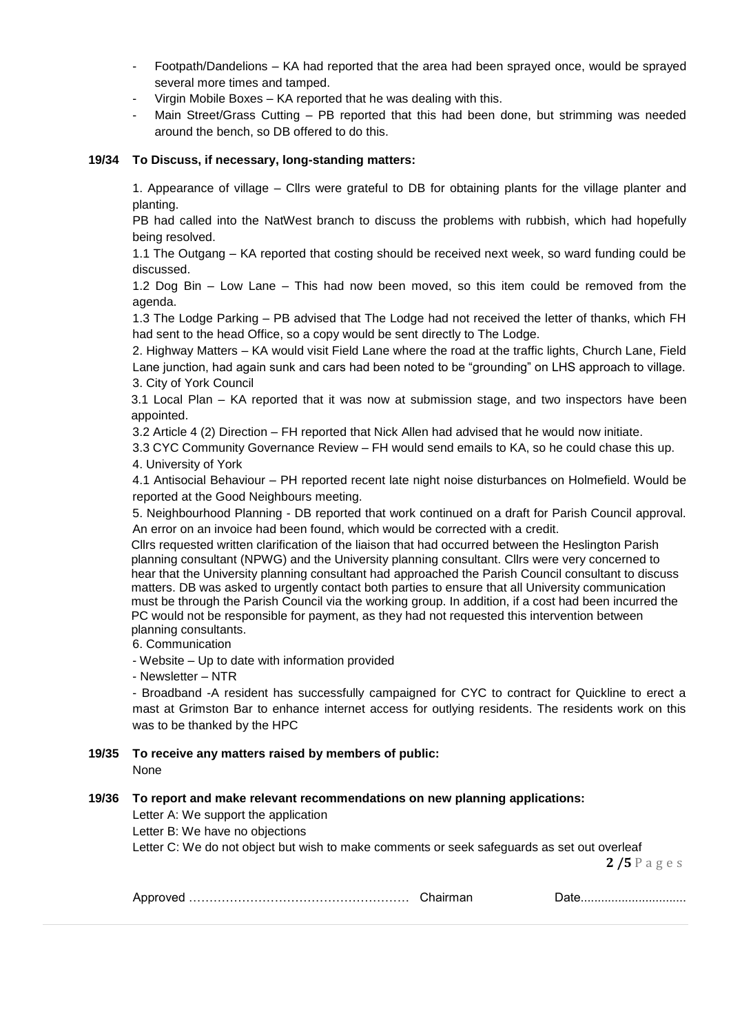- Footpath/Dandelions – KA had reported that the area had been sprayed once, would be sprayed several more times and tamped.
- Virgin Mobile Boxes – KA reported that he was dealing with this.
- Main Street/Grass Cutting – PB reported that this had been done, but strimming was needed around the bench, so DB offered to do this.

**19/34 To Discuss, if necessary, long-standing matters:**

1. Appearance of village – Cllrs were grateful to DB for obtaining plants for the village planter and planting.

PB had called into the NatWest branch to discuss the problems with rubbish, which had hopefully being resolved.

1.1 The Outgang – KA reported that costing should be received next week, so ward funding could be discussed.

1.2 Dog Bin – Low Lane – This had now been moved, so this item could be removed from the agenda.

1.3 The Lodge Parking – PB advised that The Lodge had not received the letter of thanks, which FH had sent to the head Office, so a copy would be sent directly to The Lodge.

2. Highway Matters – KA would visit Field Lane where the road at the traffic lights, Church Lane, Field Lane junction, had again sunk and cars had been noted to be "grounding" on LHS approach to village.

3. City of York Council

3.1 Local Plan – KA reported that it was now at submission stage, and two inspectors have been appointed.

3.2 Article 4 (2) Direction – FH reported that Nick Allen had advised that he would now initiate.

3.3 CYC Community Governance Review – FH would send emails to KA, so he could chase this up.

4. University of York

4.1 Antisocial Behaviour – PH reported recent late night noise disturbances on Holmefield. Would be reported at the Good Neighbours meeting.

5. Neighbourhood Planning - DB reported that work continued on a draft for Parish Council approval. An error on an invoice had been found, which would be corrected with a credit.

Cllrs requested written clarification of the liaison that had occurred between the Heslington Parish planning consultant (NPWG) and the University planning consultant. Cllrs were very concerned to hear that the University planning consultant had approached the Parish Council consultant to discuss matters. DB was asked to urgently contact both parties to ensure that all University communication must be through the Parish Council via the working group. In addition, if a cost had been incurred the PC would not be responsible for payment, as they had not requested this intervention between planning consultants.

6. Communication

- Website – Up to date with information provided
- Newsletter – NTR
- Broadband -A resident has successfully campaigned for CYC to contract for Quickline to erect a mast at Grimston Bar to enhance internet access for outlying residents. The residents work on this was to be thanked by the HPC

**19/35 To receive any matters raised by members of public:**

None

**19/36 To report and make relevant recommendations on new planning applications:**

Letter A: We support the application

Letter B: We have no objections

Letter C: We do not object but wish to make comments or seek safeguards as set out overleaf

Approved …………………………………………… Chairman Date..............................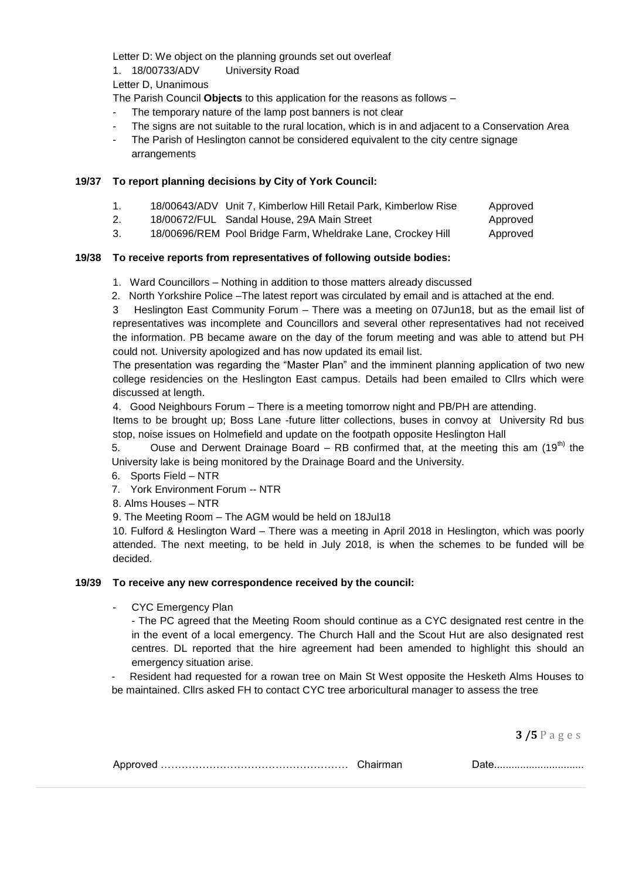Letter D: We object on the planning grounds set out overleaf

1. 18/00733/ADV University Road

Letter D, Unanimous

The Parish Council **Objects** to this application for the reasons as follows –

- The temporary nature of the lamp post banners is not clear
- The signs are not suitable to the rural location, which is in and adjacent to a Conservation Area
- The Parish of Heslington cannot be considered equivalent to the city centre signage arrangements

**19/37 To report planning decisions by City of York Council:**

| | | | |
|---|---|---|---|
| 1. | 18/00643/ADV | Unit 7, Kimberlow Hill Retail Park, Kimberlow Rise | Approved |
| 2. | 18/00672/FUL | Sandal House, 29A Main Street | Approved |
| 3. | 18/00696/REM | Pool Bridge Farm, Wheldrake Lane, Crockey Hill | Approved |

**19/38 To receive reports from representatives of following outside bodies:**

1. Ward Councillors – Nothing in addition to those matters already discussed
2. North Yorkshire Police –The latest report was circulated by email and is attached at the end.
3. Heslington East Community Forum – There was a meeting on 07Jun18, but as the email list of representatives was incomplete and Councillors and several other representatives had not received the information. PB became aware on the day of the forum meeting and was able to attend but PH could not. University apologized and has now updated its email list.

   The presentation was regarding the "Master Plan" and the imminent planning application of two new college residencies on the Heslington East campus. Details had been emailed to Cllrs which were discussed at length.
4. Good Neighbours Forum – There is a meeting tomorrow night and PB/PH are attending.

   Items to be brought up; Boss Lane -future litter collections, buses in convoy at University Rd bus stop, noise issues on Holmefield and update on the footpath opposite Heslington Hall
5. Ouse and Derwent Drainage Board – RB confirmed that, at the meeting this am (19[th]) the University lake is being monitored by the Drainage Board and the University.
6. Sports Field – NTR
7. York Environment Forum -- NTR
8. Alms Houses – NTR
9. The Meeting Room – The AGM would be held on 18Jul18
10. Fulford & Heslington Ward – There was a meeting in April 2018 in Heslington, which was poorly attended. The next meeting, to be held in July 2018, is when the schemes to be funded will be decided.

**19/39 To receive any new correspondence received by the council:**

- CYC Emergency Plan

  - The PC agreed that the Meeting Room should continue as a CYC designated rest centre in the in the event of a local emergency. The Church Hall and the Scout Hut are also designated rest centres. DL reported that the hire agreement had been amended to highlight this should an emergency situation arise.

- Resident had requested for a rowan tree on Main St West opposite the Hesketh Alms Houses to be maintained. Cllrs asked FH to contact CYC tree arboricultural manager to assess the tree

Approved …………………………………………… Chairman Date..............................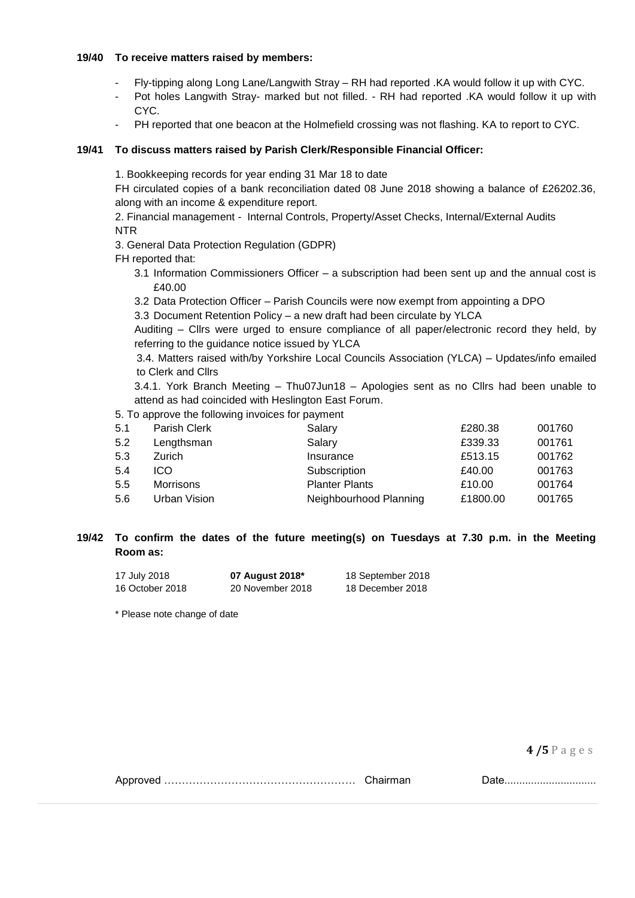**19/40 To receive matters raised by members:**

- Fly-tipping along Long Lane/Langwith Stray – RH had reported .KA would follow it up with CYC.
- Pot holes Langwith Stray- marked but not filled. - RH had reported .KA would follow it up with CYC.
- PH reported that one beacon at the Holmefield crossing was not flashing. KA to report to CYC.

**19/41 To discuss matters raised by Parish Clerk/Responsible Financial Officer:**

1. Bookkeeping records for year ending 31 Mar 18 to date

FH circulated copies of a bank reconciliation dated 08 June 2018 showing a balance of £26202.36, along with an income & expenditure report.

2. Financial management - Internal Controls, Property/Asset Checks, Internal/External Audits

NTR

3. General Data Protection Regulation (GDPR)

FH reported that:

3.1 Information Commissioners Officer – a subscription had been sent up and the annual cost is £40.00

3.2 Data Protection Officer – Parish Councils were now exempt from appointing a DPO

3.3 Document Retention Policy – a new draft had been circulate by YLCA

Auditing – Cllrs were urged to ensure compliance of all paper/electronic record they held, by referring to the guidance notice issued by YLCA

3.4. Matters raised with/by Yorkshire Local Councils Association (YLCA) – Updates/info emailed to Clerk and Cllrs

3.4.1. York Branch Meeting – Thu07Jun18 – Apologies sent as no Cllrs had been unable to attend as had coincided with Heslington East Forum.

5. To approve the following invoices for payment

| | | | | |
|---|---|---|---|---|
| 5.1 | Parish Clerk | Salary | £280.38 | 001760 |
| 5.2 | Lengthsman | Salary | £339.33 | 001761 |
| 5.3 | Zurich | Insurance | £513.15 | 001762 |
| 5.4 | ICO | Subscription | £40.00 | 001763 |
| 5.5 | Morrisons | Planter Plants | £10.00 | 001764 |
| 5.6 | Urban Vision | Neighbourhood Planning | £1800.00 | 001765 |

**19/42 To confirm the dates of the future meeting(s) on Tuesdays at 7.30 p.m. in the Meeting Room as:**

| | | |
|---|---|---|
| 17 July 2018 | **07 August 2018*** | 18 September 2018 |
| 16 October 2018 | 20 November 2018 | 18 December 2018 |

* Please note change of date

Approved …………………………………………… Chairman Date..............................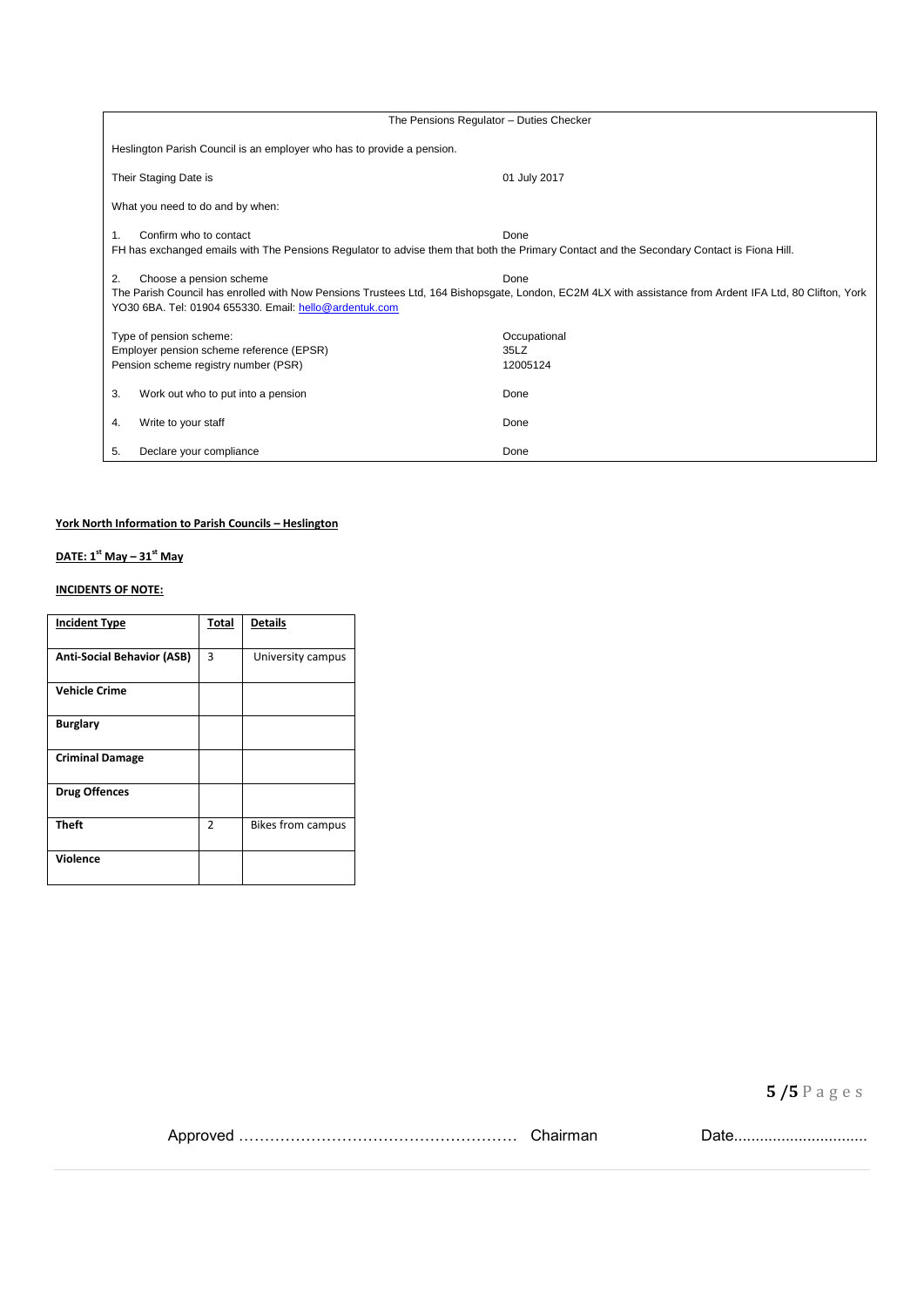The Pensions Regulator – Duties Checker

Heslington Parish Council is an employer who has to provide a pension.

| | |
|---|---|
| Their Staging Date is | 01 July 2017 |

What you need to do and by when:

1. Confirm who to contact — Done

FH has exchanged emails with The Pensions Regulator to advise them that both the Primary Contact and the Secondary Contact is Fiona Hill.

2. Choose a pension scheme — Done

The Parish Council has enrolled with Now Pensions Trustees Ltd, 164 Bishopsgate, London, EC2M 4LX with assistance from Ardent IFA Ltd, 80 Clifton, York YO30 6BA. Tel: 01904 655330. Email: hello@ardentuk.com

| | |
|---|---|
| Type of pension scheme: | Occupational |
| Employer pension scheme reference (EPSR) | 35LZ |
| Pension scheme registry number (PSR) | 12005124 |

3. Work out who to put into a pension — Done
4. Write to your staff — Done
5. Declare your compliance — Done

**York North Information to Parish Councils – Heslington**

**DATE: 1st May – 31st May**

**INCIDENTS OF NOTE:**

| Incident Type | Total | Details |
|---|---|---|
| **Anti-Social Behavior (ASB)** | 3 | University campus |
| **Vehicle Crime** | | |
| **Burglary** | | |
| **Criminal Damage** | | |
| **Drug Offences** | | |
| **Theft** | 2 | Bikes from campus |
| **Violence** | | |

Approved ……………………………………………… Chairman Date...............................